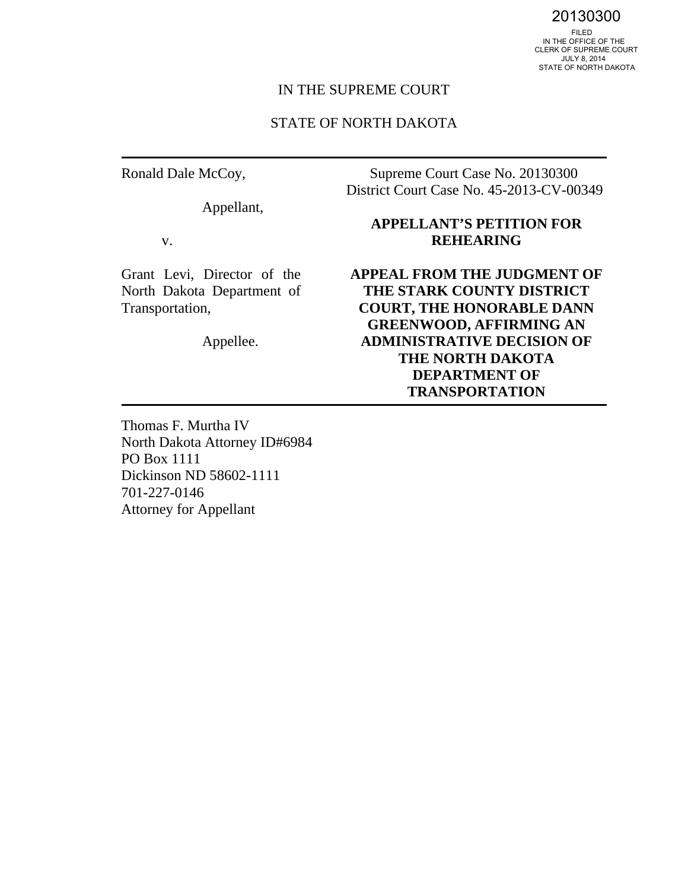20130300

FILED
IN THE OFFICE OF THE
CLERK OF SUPREME COURT
JULY 8, 2014
STATE OF NORTH DAKOTA

IN THE SUPREME COURT

STATE OF NORTH DAKOTA

---

Ronald Dale McCoy,

Appellant,

v.

Grant Levi, Director of the North Dakota Department of Transportation,

Appellee.

Supreme Court Case No. 20130300
District Court Case No. 45-2013-CV-00349

**APPELLANT'S PETITION FOR REHEARING**

**APPEAL FROM THE JUDGMENT OF THE STARK COUNTY DISTRICT COURT, THE HONORABLE DANN GREENWOOD, AFFIRMING AN ADMINISTRATIVE DECISION OF THE NORTH DAKOTA DEPARTMENT OF TRANSPORTATION**

---

Thomas F. Murtha IV
North Dakota Attorney ID#6984
PO Box 1111
Dickinson ND 58602-1111
701-227-0146
Attorney for Appellant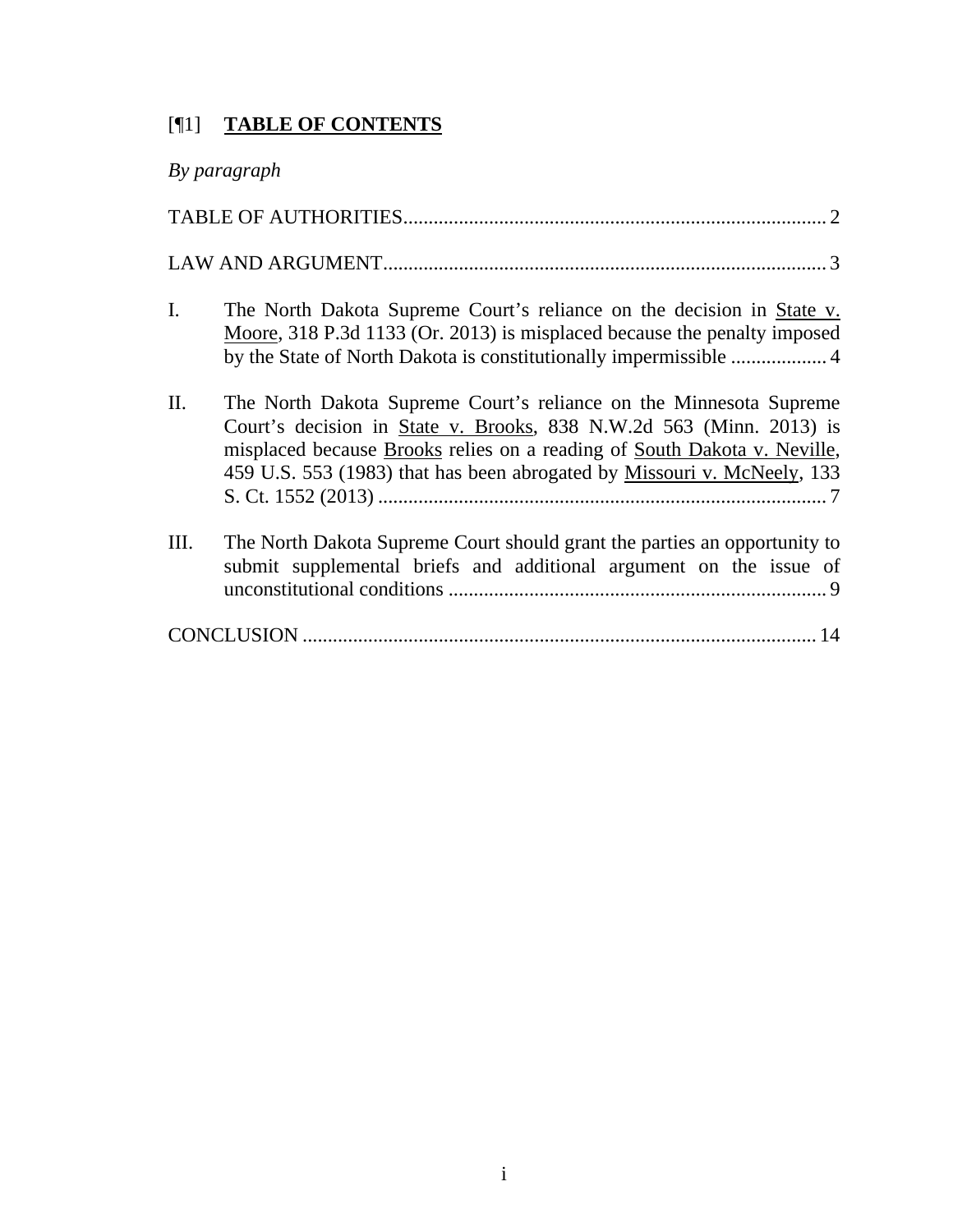[¶1] **TABLE OF CONTENTS**

*By paragraph*

TABLE OF AUTHORITIES.................................................................................. 2

LAW AND ARGUMENT...................................................................................... 3

I. The North Dakota Supreme Court's reliance on the decision in State v. Moore, 318 P.3d 1133 (Or. 2013) is misplaced because the penalty imposed by the State of North Dakota is constitutionally impermissible ................... 4

II. The North Dakota Supreme Court's reliance on the Minnesota Supreme Court's decision in State v. Brooks, 838 N.W.2d 563 (Minn. 2013) is misplaced because Brooks relies on a reading of South Dakota v. Neville, 459 U.S. 553 (1983) that has been abrogated by Missouri v. McNeely, 133 S. Ct. 1552 (2013) ......................................................................................... 7

III. The North Dakota Supreme Court should grant the parties an opportunity to submit supplemental briefs and additional argument on the issue of unconstitutional conditions ........................................................................... 9

CONCLUSION ..................................................................................................... 14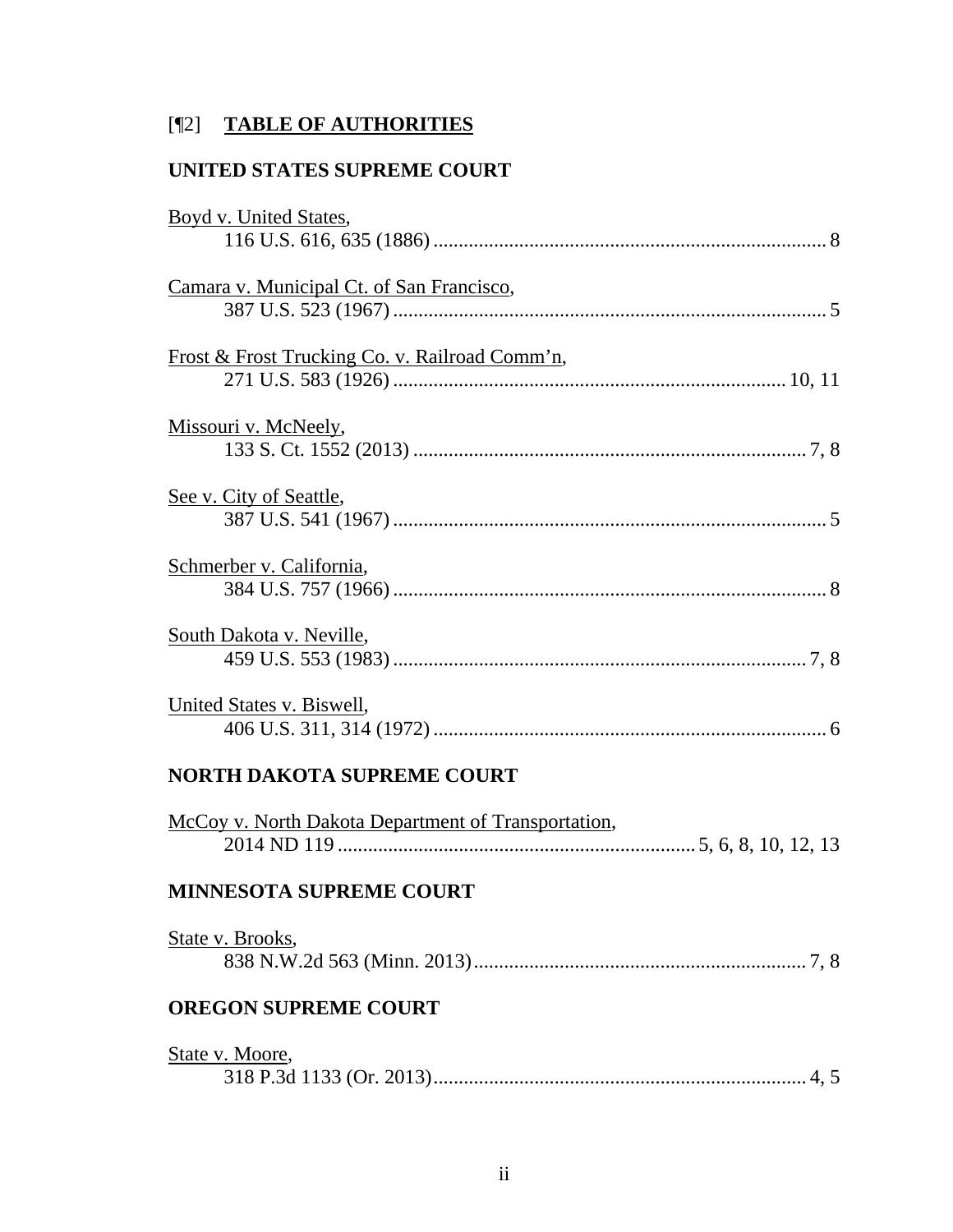## [¶2] TABLE OF AUTHORITIES

### UNITED STATES SUPREME COURT

Boyd v. United States,
116 U.S. 616, 635 (1886) .......... 8

Camara v. Municipal Ct. of San Francisco,
387 U.S. 523 (1967) .......... 5

Frost & Frost Trucking Co. v. Railroad Comm'n,
271 U.S. 583 (1926) .......... 10, 11

Missouri v. McNeely,
133 S. Ct. 1552 (2013) .......... 7, 8

See v. City of Seattle,
387 U.S. 541 (1967) .......... 5

Schmerber v. California,
384 U.S. 757 (1966) .......... 8

South Dakota v. Neville,
459 U.S. 553 (1983) .......... 7, 8

United States v. Biswell,
406 U.S. 311, 314 (1972) .......... 6

### NORTH DAKOTA SUPREME COURT

McCoy v. North Dakota Department of Transportation,
2014 ND 119 .......... 5, 6, 8, 10, 12, 13

### MINNESOTA SUPREME COURT

State v. Brooks,
838 N.W.2d 563 (Minn. 2013) .......... 7, 8

### OREGON SUPREME COURT

State v. Moore,
318 P.3d 1133 (Or. 2013) .......... 4, 5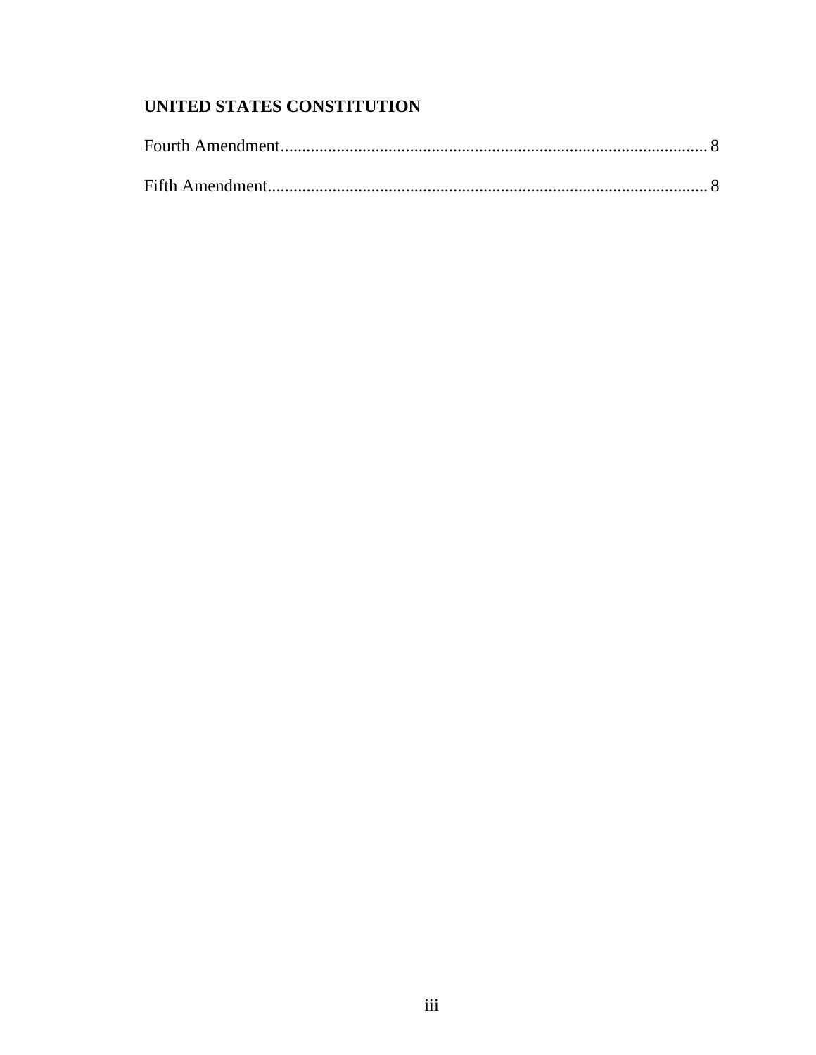**UNITED STATES CONSTITUTION**

Fourth Amendment.................................................................................................. 8

Fifth Amendment.................................................................................................... 8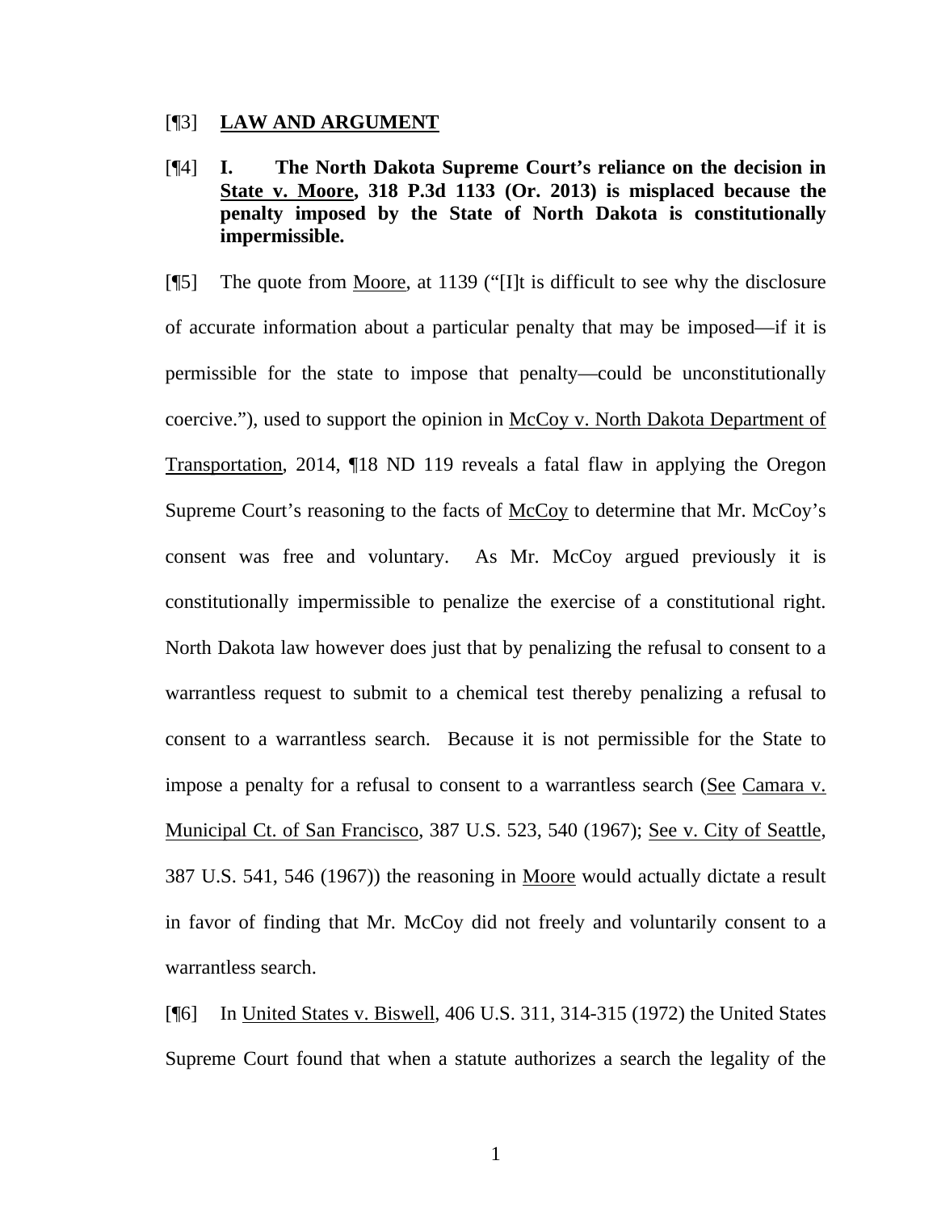[¶3] **LAW AND ARGUMENT**

[¶4] **I. The North Dakota Supreme Court's reliance on the decision in State v. Moore, 318 P.3d 1133 (Or. 2013) is misplaced because the penalty imposed by the State of North Dakota is constitutionally impermissible.**

[¶5] The quote from Moore, at 1139 ("[I]t is difficult to see why the disclosure of accurate information about a particular penalty that may be imposed—if it is permissible for the state to impose that penalty—could be unconstitutionally coercive."), used to support the opinion in McCoy v. North Dakota Department of Transportation, 2014, ¶18 ND 119 reveals a fatal flaw in applying the Oregon Supreme Court's reasoning to the facts of McCoy to determine that Mr. McCoy's consent was free and voluntary. As Mr. McCoy argued previously it is constitutionally impermissible to penalize the exercise of a constitutional right. North Dakota law however does just that by penalizing the refusal to consent to a warrantless request to submit to a chemical test thereby penalizing a refusal to consent to a warrantless search. Because it is not permissible for the State to impose a penalty for a refusal to consent to a warrantless search (See Camara v. Municipal Ct. of San Francisco, 387 U.S. 523, 540 (1967); See v. City of Seattle, 387 U.S. 541, 546 (1967)) the reasoning in Moore would actually dictate a result in favor of finding that Mr. McCoy did not freely and voluntarily consent to a warrantless search.

[¶6] In United States v. Biswell, 406 U.S. 311, 314-315 (1972) the United States Supreme Court found that when a statute authorizes a search the legality of the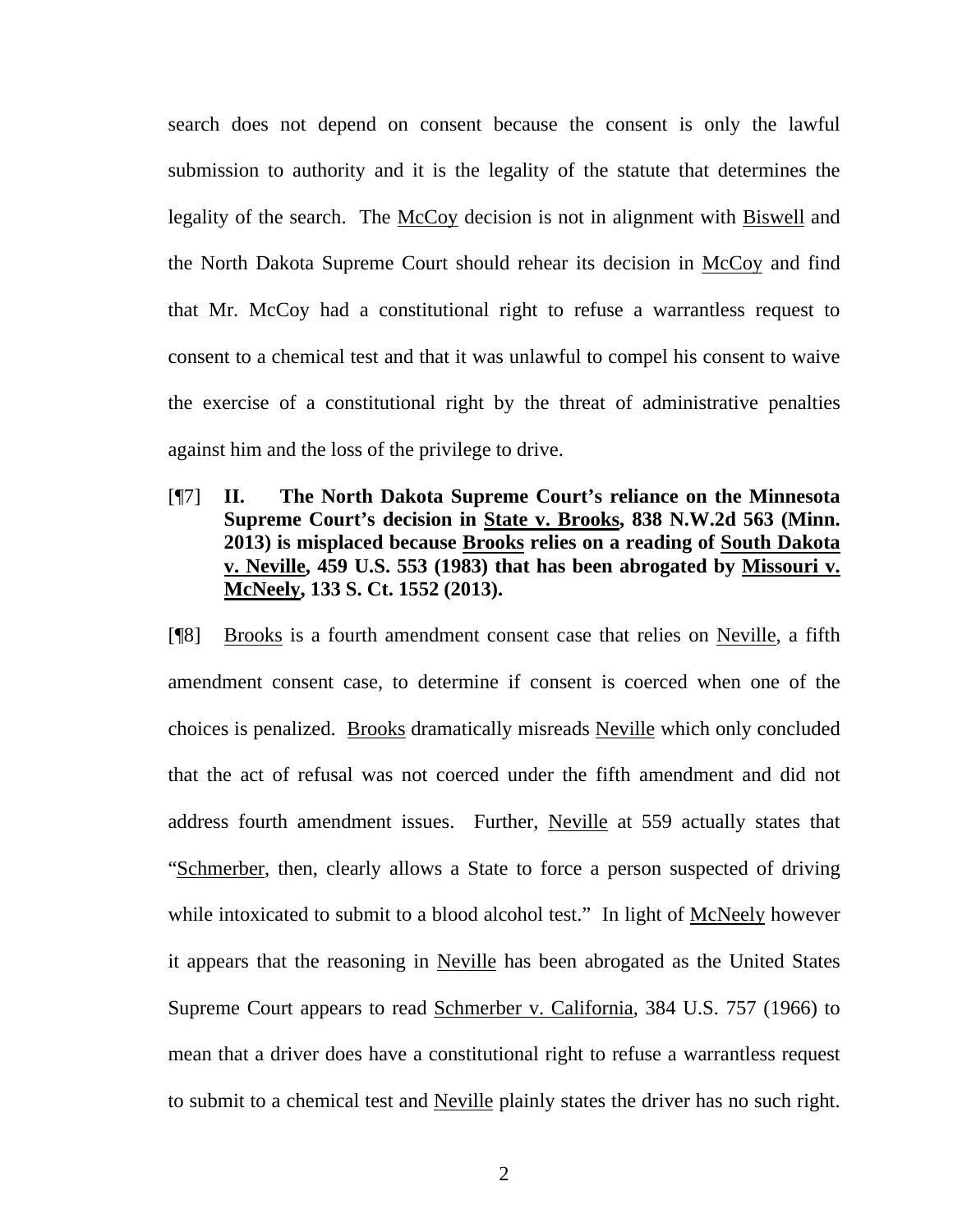search does not depend on consent because the consent is only the lawful submission to authority and it is the legality of the statute that determines the legality of the search. The McCoy decision is not in alignment with Biswell and the North Dakota Supreme Court should rehear its decision in McCoy and find that Mr. McCoy had a constitutional right to refuse a warrantless request to consent to a chemical test and that it was unlawful to compel his consent to waive the exercise of a constitutional right by the threat of administrative penalties against him and the loss of the privilege to drive.

[¶7] **II. The North Dakota Supreme Court's reliance on the Minnesota Supreme Court's decision in State v. Brooks, 838 N.W.2d 563 (Minn. 2013) is misplaced because Brooks relies on a reading of South Dakota v. Neville, 459 U.S. 553 (1983) that has been abrogated by Missouri v. McNeely, 133 S. Ct. 1552 (2013).**

[¶8] Brooks is a fourth amendment consent case that relies on Neville, a fifth amendment consent case, to determine if consent is coerced when one of the choices is penalized. Brooks dramatically misreads Neville which only concluded that the act of refusal was not coerced under the fifth amendment and did not address fourth amendment issues. Further, Neville at 559 actually states that "Schmerber, then, clearly allows a State to force a person suspected of driving while intoxicated to submit to a blood alcohol test." In light of McNeely however it appears that the reasoning in Neville has been abrogated as the United States Supreme Court appears to read Schmerber v. California, 384 U.S. 757 (1966) to mean that a driver does have a constitutional right to refuse a warrantless request to submit to a chemical test and Neville plainly states the driver has no such right.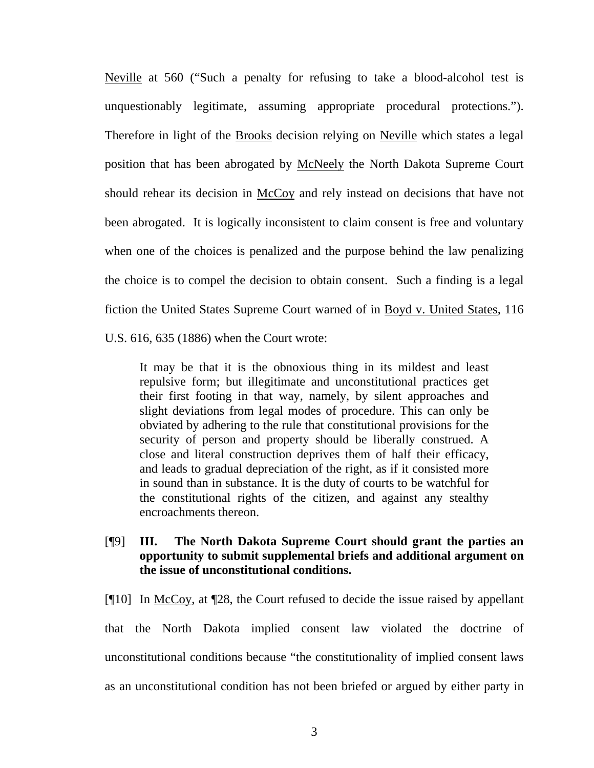Neville at 560 ("Such a penalty for refusing to take a blood-alcohol test is unquestionably legitimate, assuming appropriate procedural protections."). Therefore in light of the Brooks decision relying on Neville which states a legal position that has been abrogated by McNeely the North Dakota Supreme Court should rehear its decision in McCoy and rely instead on decisions that have not been abrogated. It is logically inconsistent to claim consent is free and voluntary when one of the choices is penalized and the purpose behind the law penalizing the choice is to compel the decision to obtain consent. Such a finding is a legal fiction the United States Supreme Court warned of in Boyd v. United States, 116 U.S. 616, 635 (1886) when the Court wrote:

> It may be that it is the obnoxious thing in its mildest and least repulsive form; but illegitimate and unconstitutional practices get their first footing in that way, namely, by silent approaches and slight deviations from legal modes of procedure. This can only be obviated by adhering to the rule that constitutional provisions for the security of person and property should be liberally construed. A close and literal construction deprives them of half their efficacy, and leads to gradual depreciation of the right, as if it consisted more in sound than in substance. It is the duty of courts to be watchful for the constitutional rights of the citizen, and against any stealthy encroachments thereon.

[¶9] **III. The North Dakota Supreme Court should grant the parties an opportunity to submit supplemental briefs and additional argument on the issue of unconstitutional conditions.**

[¶10] In McCoy, at ¶28, the Court refused to decide the issue raised by appellant that the North Dakota implied consent law violated the doctrine of unconstitutional conditions because "the constitutionality of implied consent laws as an unconstitutional condition has not been briefed or argued by either party in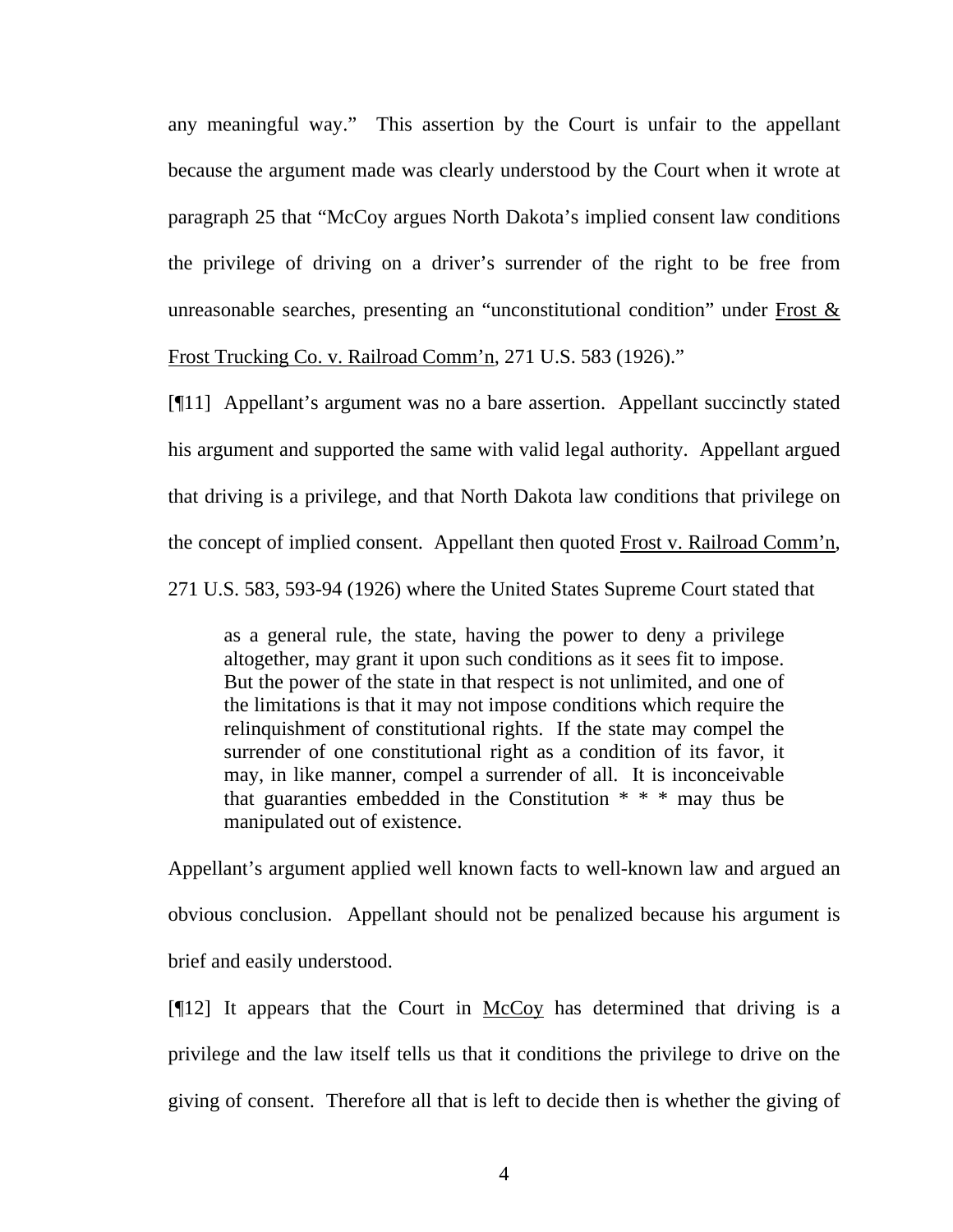any meaningful way." This assertion by the Court is unfair to the appellant because the argument made was clearly understood by the Court when it wrote at paragraph 25 that "McCoy argues North Dakota's implied consent law conditions the privilege of driving on a driver's surrender of the right to be free from unreasonable searches, presenting an "unconstitutional condition" under Frost & Frost Trucking Co. v. Railroad Comm'n, 271 U.S. 583 (1926)."

[¶11] Appellant's argument was no a bare assertion. Appellant succinctly stated his argument and supported the same with valid legal authority. Appellant argued that driving is a privilege, and that North Dakota law conditions that privilege on the concept of implied consent. Appellant then quoted Frost v. Railroad Comm'n, 271 U.S. 583, 593-94 (1926) where the United States Supreme Court stated that

> as a general rule, the state, having the power to deny a privilege altogether, may grant it upon such conditions as it sees fit to impose. But the power of the state in that respect is not unlimited, and one of the limitations is that it may not impose conditions which require the relinquishment of constitutional rights. If the state may compel the surrender of one constitutional right as a condition of its favor, it may, in like manner, compel a surrender of all. It is inconceivable that guaranties embedded in the Constitution * * * may thus be manipulated out of existence.

Appellant's argument applied well known facts to well-known law and argued an obvious conclusion. Appellant should not be penalized because his argument is brief and easily understood.

[¶12] It appears that the Court in McCoy has determined that driving is a privilege and the law itself tells us that it conditions the privilege to drive on the giving of consent. Therefore all that is left to decide then is whether the giving of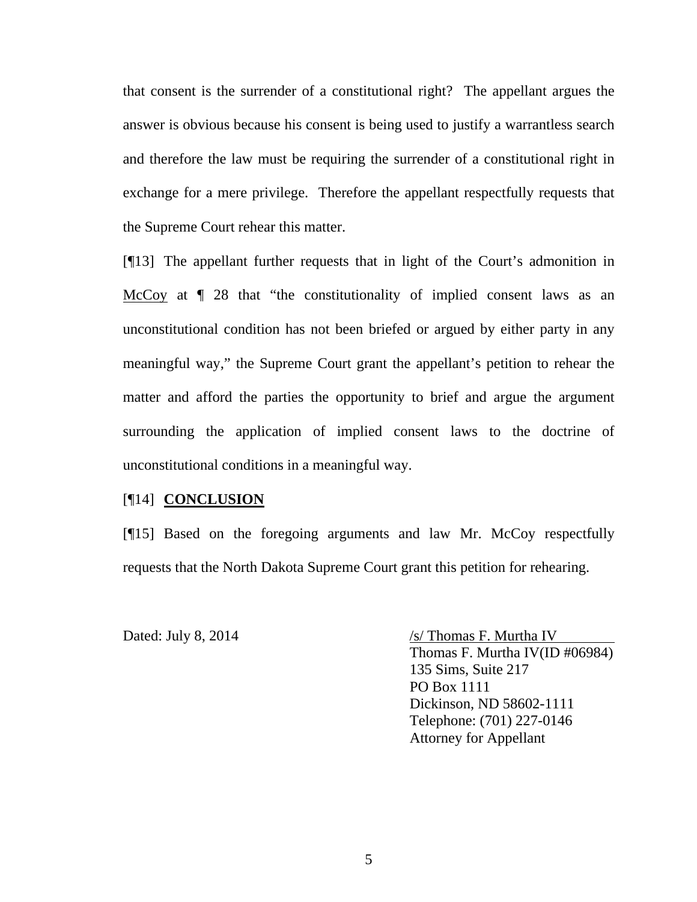that consent is the surrender of a constitutional right? The appellant argues the answer is obvious because his consent is being used to justify a warrantless search and therefore the law must be requiring the surrender of a constitutional right in exchange for a mere privilege. Therefore the appellant respectfully requests that the Supreme Court rehear this matter.

[¶13] The appellant further requests that in light of the Court's admonition in McCoy at ¶ 28 that "the constitutionality of implied consent laws as an unconstitutional condition has not been briefed or argued by either party in any meaningful way," the Supreme Court grant the appellant's petition to rehear the matter and afford the parties the opportunity to brief and argue the argument surrounding the application of implied consent laws to the doctrine of unconstitutional conditions in a meaningful way.

[¶14] **CONCLUSION**

[¶15] Based on the foregoing arguments and law Mr. McCoy respectfully requests that the North Dakota Supreme Court grant this petition for rehearing.

Dated: July 8, 2014

/s/ Thomas F. Murtha IV
Thomas F. Murtha IV(ID #06984)
135 Sims, Suite 217
PO Box 1111
Dickinson, ND 58602-1111
Telephone: (701) 227-0146
Attorney for Appellant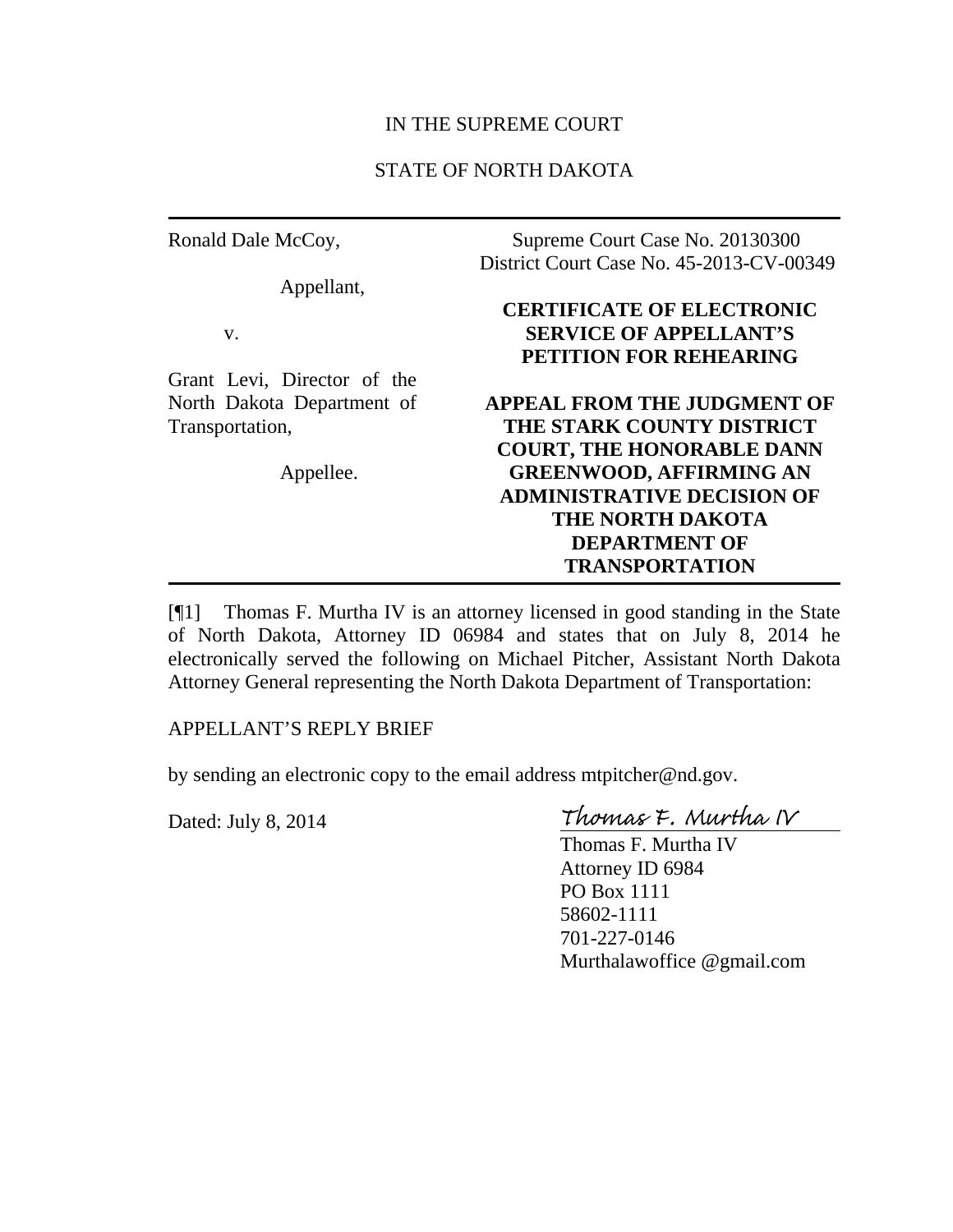IN THE SUPREME COURT

STATE OF NORTH DAKOTA

| | |
|---|---|
| Ronald Dale McCoy,<br><br>Appellant,<br><br>v.<br><br>Grant Levi, Director of the North Dakota Department of Transportation,<br><br>Appellee. | Supreme Court Case No. 20130300<br>District Court Case No. 45-2013-CV-00349<br><br>**CERTIFICATE OF ELECTRONIC SERVICE OF APPELLANT'S PETITION FOR REHEARING**<br><br>**APPEAL FROM THE JUDGMENT OF THE STARK COUNTY DISTRICT COURT, THE HONORABLE DANN GREENWOOD, AFFIRMING AN ADMINISTRATIVE DECISION OF THE NORTH DAKOTA DEPARTMENT OF TRANSPORTATION** |

[¶1] Thomas F. Murtha IV is an attorney licensed in good standing in the State of North Dakota, Attorney ID 06984 and states that on July 8, 2014 he electronically served the following on Michael Pitcher, Assistant North Dakota Attorney General representing the North Dakota Department of Transportation:

APPELLANT'S REPLY BRIEF

by sending an electronic copy to the email address mtpitcher@nd.gov.

Dated: July 8, 2014

*Thomas F. Murtha IV*

Thomas F. Murtha IV
Attorney ID 6984
PO Box 1111
58602-1111
701-227-0146
Murthalawoffice @gmail.com